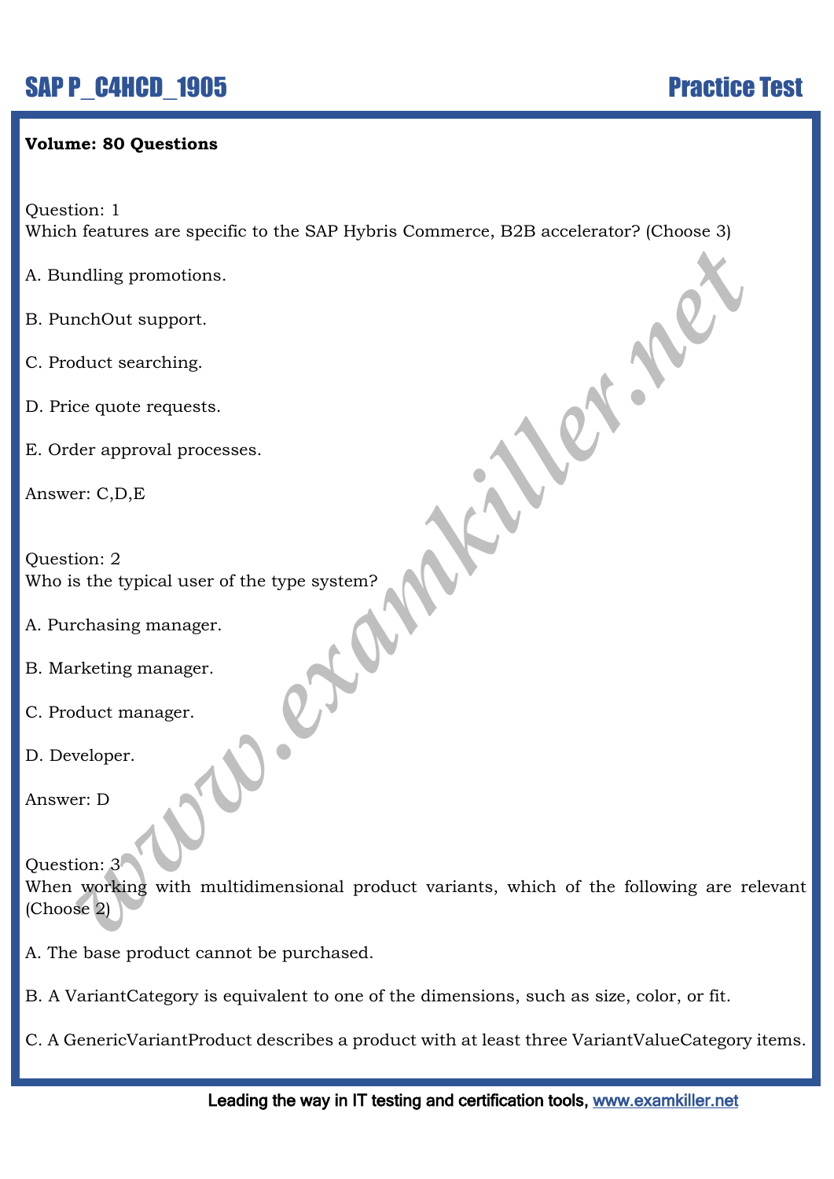**Volume: 80 Questions**

Question: 1
Which features are specific to the SAP Hybris Commerce, B2B accelerator? (Choose 3)

A. Bundling promotions.

B. PunchOut support.

C. Product searching.

D. Price quote requests.

E. Order approval processes.

Answer: C,D,E

Question: 2
Who is the typical user of the type system?

A. Purchasing manager.

B. Marketing manager.

C. Product manager.

D. Developer.

Answer: D

Question: 3
When working with multidimensional product variants, which of the following are relevant (Choose 2)

A. The base product cannot be purchased.

B. A VariantCategory is equivalent to one of the dimensions, such as size, color, or fit.

C. A GenericVariantProduct describes a product with at least three VariantValueCategory items.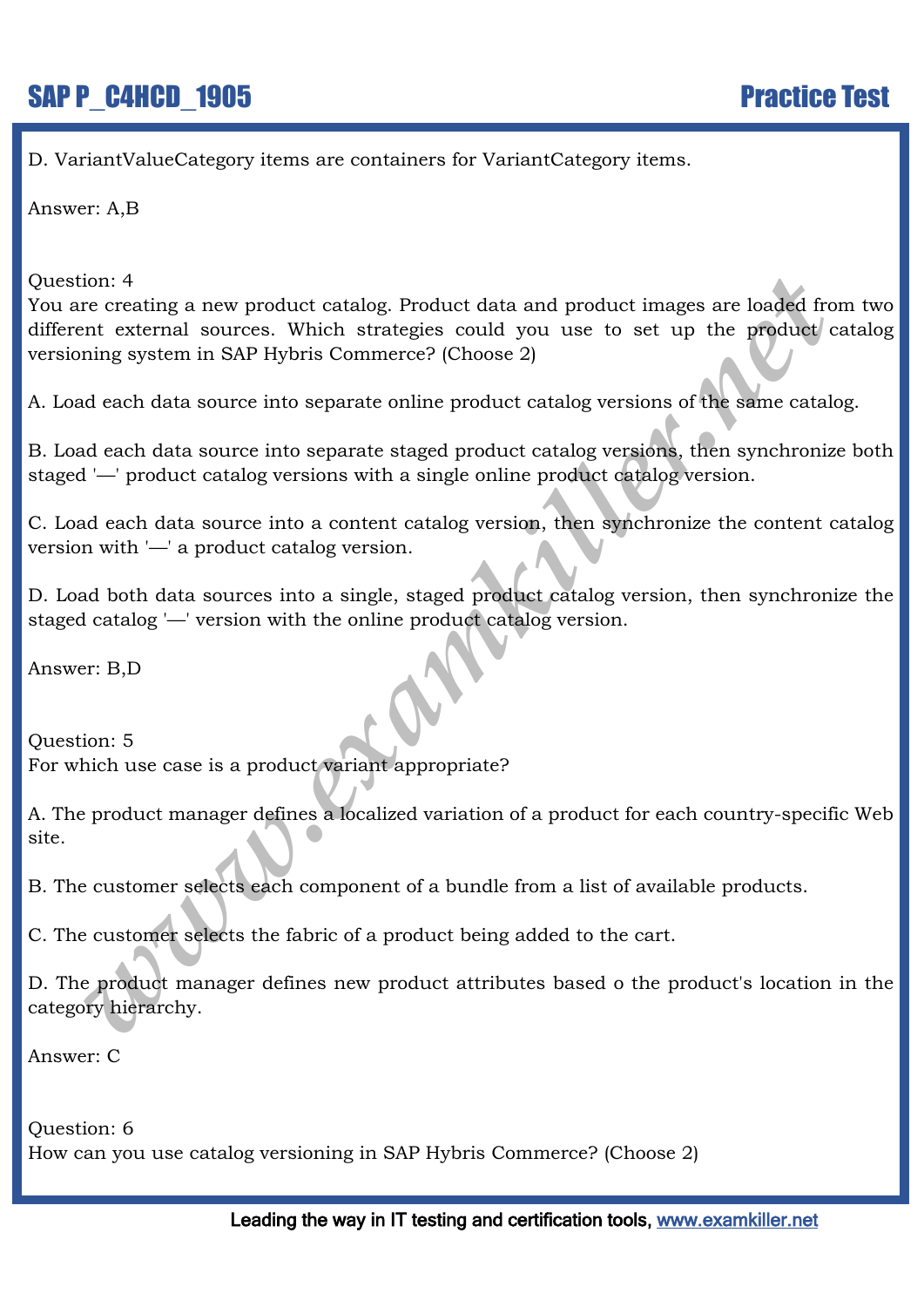D. VariantValueCategory items are containers for VariantCategory items.

Answer: A,B

Question: 4
You are creating a new product catalog. Product data and product images are loaded from two different external sources. Which strategies could you use to set up the product catalog versioning system in SAP Hybris Commerce? (Choose 2)

A. Load each data source into separate online product catalog versions of the same catalog.

B. Load each data source into separate staged product catalog versions, then synchronize both staged '—' product catalog versions with a single online product catalog version.

C. Load each data source into a content catalog version, then synchronize the content catalog version with '—' a product catalog version.

D. Load both data sources into a single, staged product catalog version, then synchronize the staged catalog '—' version with the online product catalog version.

Answer: B,D

Question: 5
For which use case is a product variant appropriate?

A. The product manager defines a localized variation of a product for each country-specific Web site.

B. The customer selects each component of a bundle from a list of available products.

C. The customer selects the fabric of a product being added to the cart.

D. The product manager defines new product attributes based o the product's location in the category hierarchy.

Answer: C

Question: 6
How can you use catalog versioning in SAP Hybris Commerce? (Choose 2)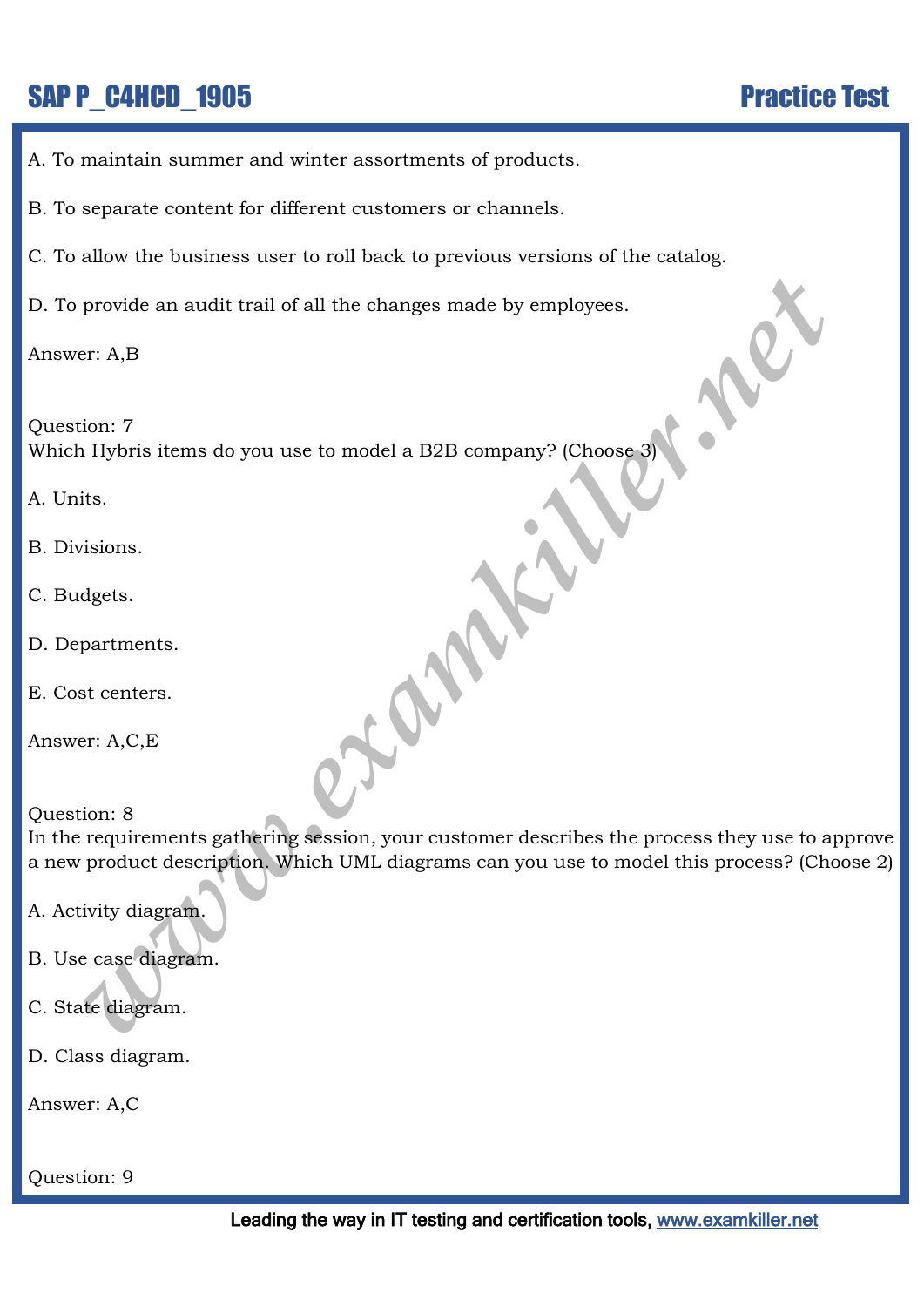A. To maintain summer and winter assortments of products.

B. To separate content for different customers or channels.

C. To allow the business user to roll back to previous versions of the catalog.

D. To provide an audit trail of all the changes made by employees.

Answer: A,B

Question: 7
Which Hybris items do you use to model a B2B company? (Choose 3)

A. Units.

B. Divisions.

C. Budgets.

D. Departments.

E. Cost centers.

Answer: A,C,E

Question: 8
In the requirements gathering session, your customer describes the process they use to approve a new product description. Which UML diagrams can you use to model this process? (Choose 2)

A. Activity diagram.

B. Use case diagram.

C. State diagram.

D. Class diagram.

Answer: A,C

Question: 9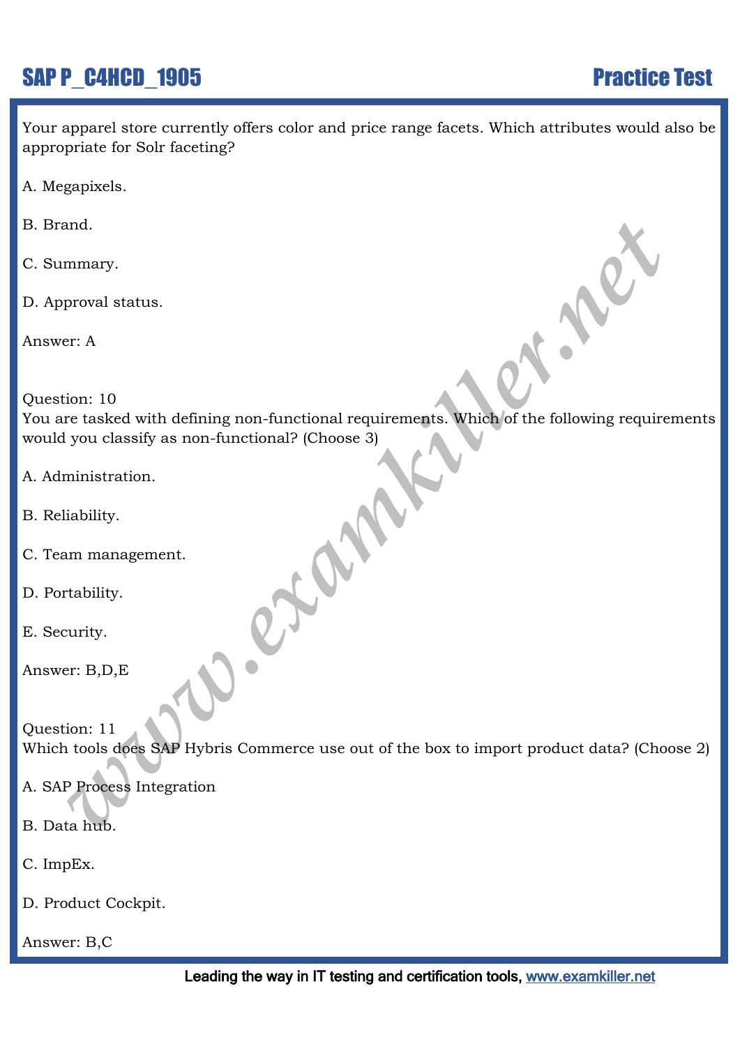Your apparel store currently offers color and price range facets. Which attributes would also be appropriate for Solr faceting?

A. Megapixels.

B. Brand.

C. Summary.

D. Approval status.

Answer: A

Question: 10

You are tasked with defining non-functional requirements. Which of the following requirements would you classify as non-functional? (Choose 3)

A. Administration.

B. Reliability.

C. Team management.

D. Portability.

E. Security.

Answer: B,D,E

Question: 11

Which tools does SAP Hybris Commerce use out of the box to import product data? (Choose 2)

A. SAP Process Integration

B. Data hub.

C. ImpEx.

D. Product Cockpit.

Answer: B,C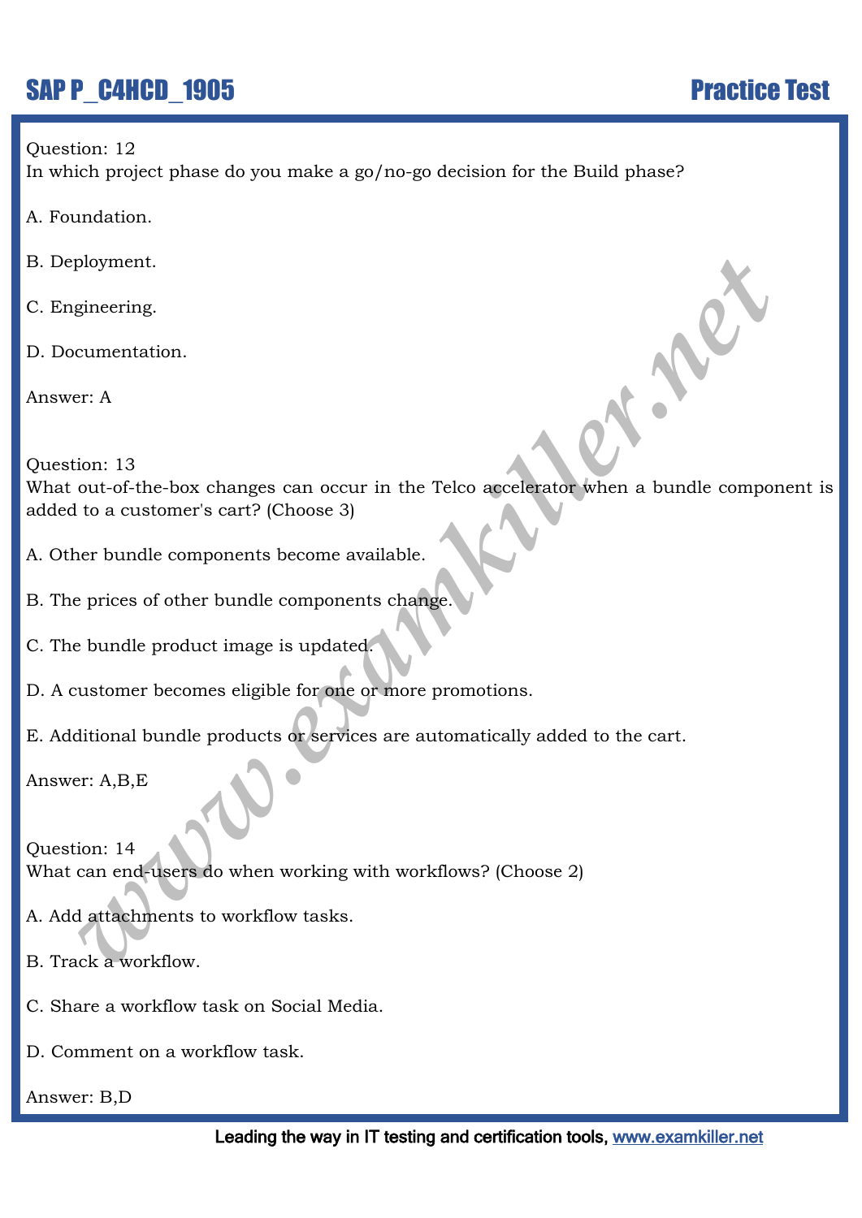Question: 12
In which project phase do you make a go/no-go decision for the Build phase?

A. Foundation.

B. Deployment.

C. Engineering.

D. Documentation.

Answer: A

Question: 13
What out-of-the-box changes can occur in the Telco accelerator when a bundle component is added to a customer's cart? (Choose 3)

A. Other bundle components become available.

B. The prices of other bundle components change.

C. The bundle product image is updated.

D. A customer becomes eligible for one or more promotions.

E. Additional bundle products or services are automatically added to the cart.

Answer: A,B,E

Question: 14
What can end-users do when working with workflows? (Choose 2)

A. Add attachments to workflow tasks.

B. Track a workflow.

C. Share a workflow task on Social Media.

D. Comment on a workflow task.

Answer: B,D